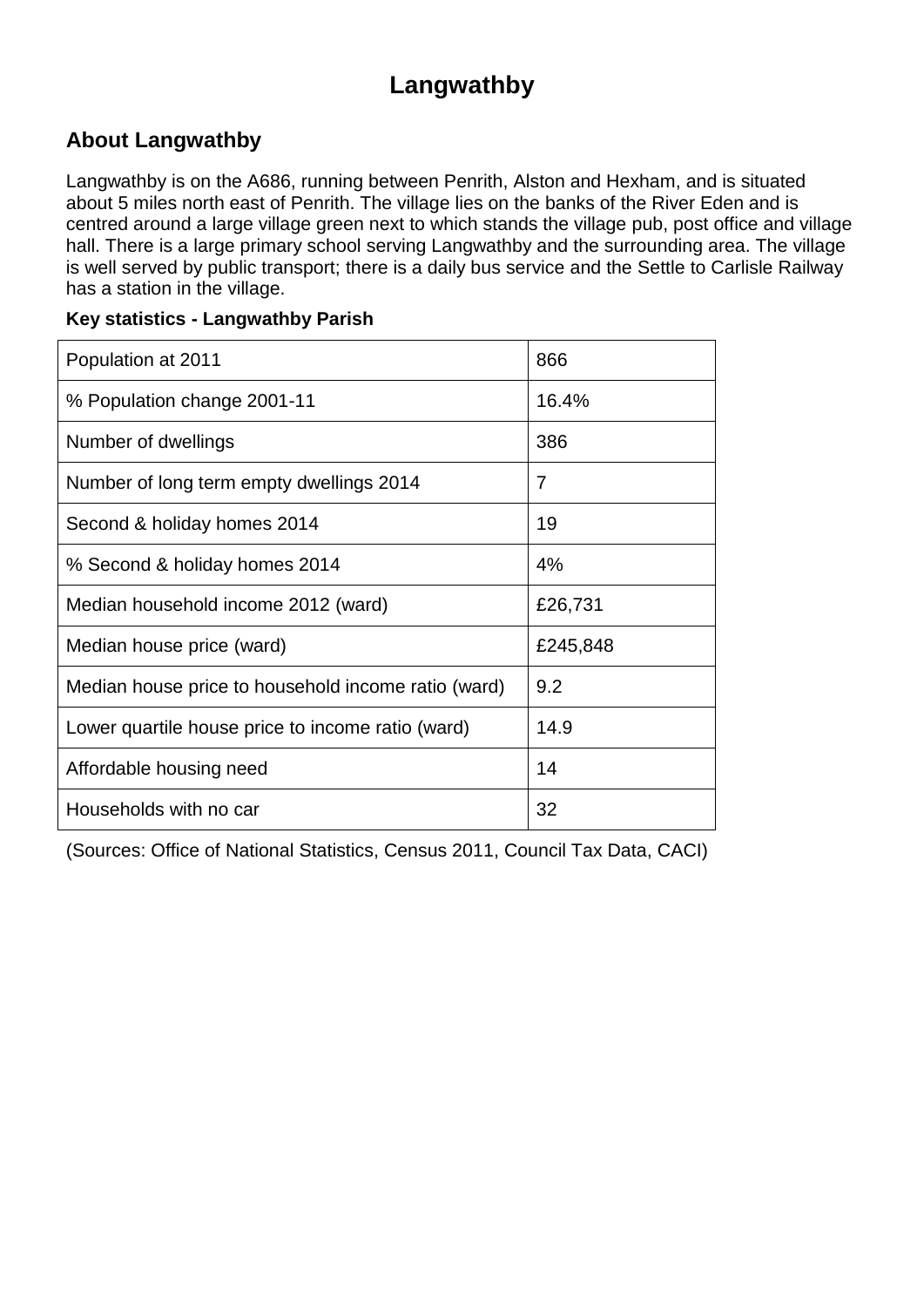# Langwathby

## About Langwathby

Langwathby is on the A686, running between Penrith, Alston and Hexham, and is situated about 5 miles north east of Penrith. The village lies on the banks of the River Eden and is centred around a large village green next to which stands the village pub, post office and village hall. There is a large primary school serving Langwathby and the surrounding area. The village is well served by public transport; there is a daily bus service and the Settle to Carlisle Railway has a station in the village.

**Key statistics - Langwathby Parish**

| | |
|---|---|
| Population at 2011 | 866 |
| % Population change 2001-11 | 16.4% |
| Number of dwellings | 386 |
| Number of long term empty dwellings 2014 | 7 |
| Second & holiday homes 2014 | 19 |
| % Second & holiday homes 2014 | 4% |
| Median household income 2012 (ward) | £26,731 |
| Median house price (ward) | £245,848 |
| Median house price to household income ratio (ward) | 9.2 |
| Lower quartile house price to income ratio (ward) | 14.9 |
| Affordable housing need | 14 |
| Households with no car | 32 |

(Sources: Office of National Statistics, Census 2011, Council Tax Data, CACI)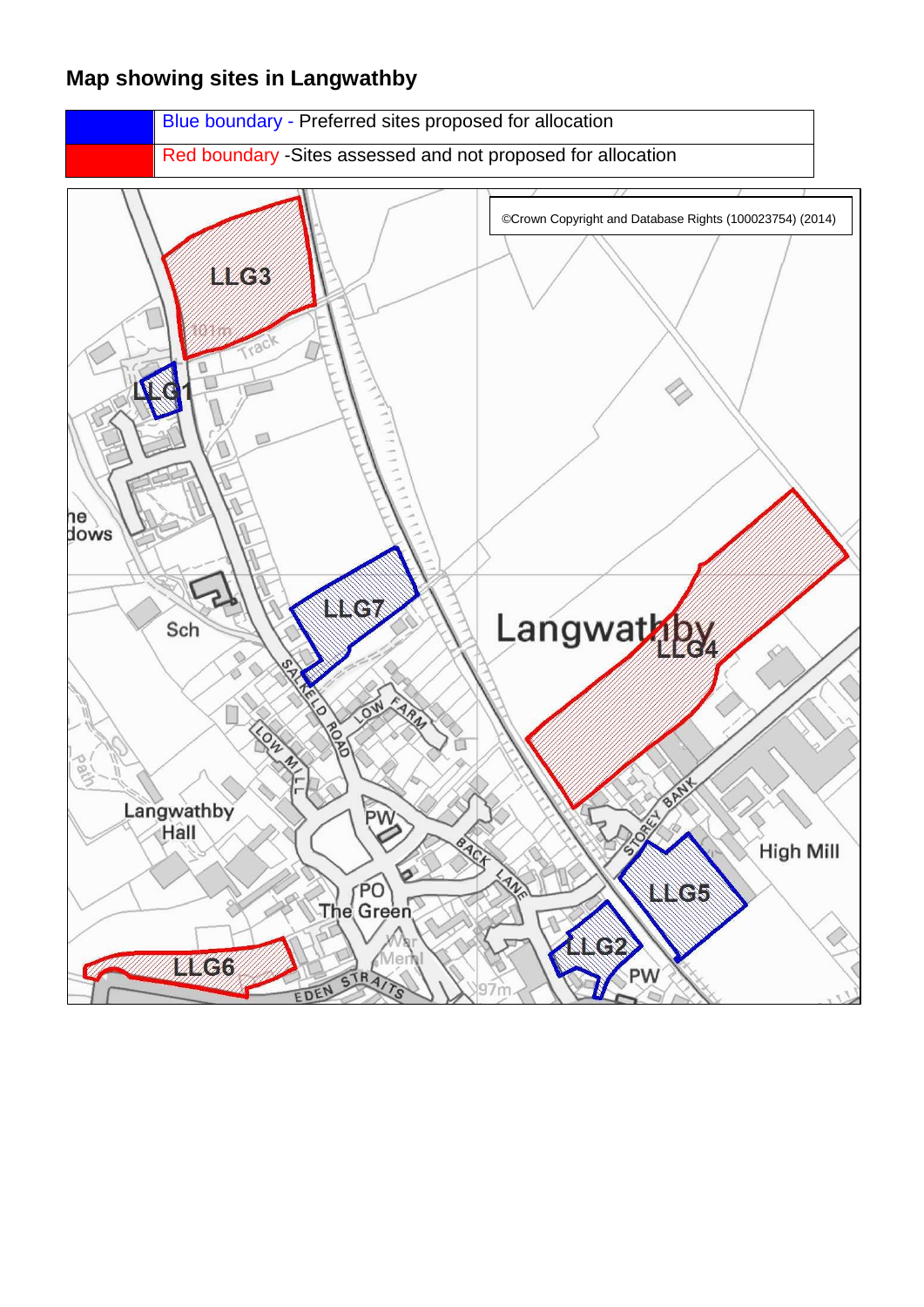## Map showing sites in Langwathby

| | |
|---|---|
| | Blue boundary - Preferred sites proposed for allocation |
| | Red boundary -Sites assessed and not proposed for allocation |

©Crown Copyright and Database Rights (100023754) (2014)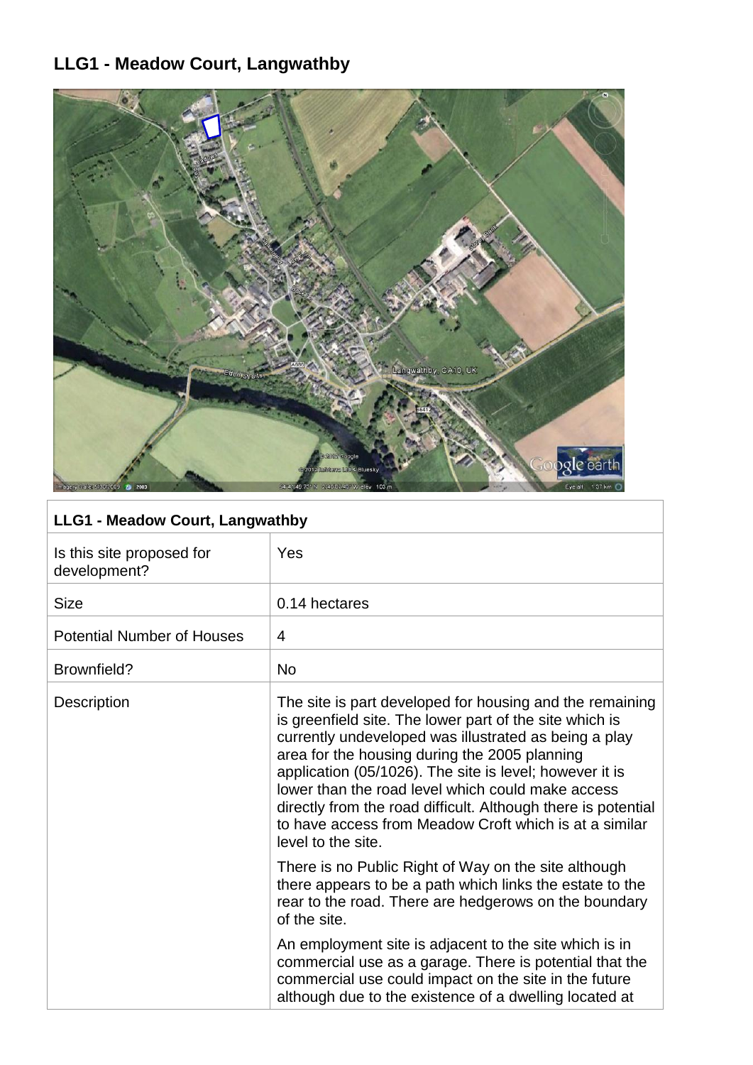## LLG1 - Meadow Court, Langwathby

| LLG1 - Meadow Court, Langwathby | |
|---|---|
| Is this site proposed for development? | Yes |
| Size | 0.14 hectares |
| Potential Number of Houses | 4 |
| Brownfield? | No |
| Description | The site is part developed for housing and the remaining is greenfield site. The lower part of the site which is currently undeveloped was illustrated as being a play area for the housing during the 2005 planning application (05/1026). The site is level; however it is lower than the road level which could make access directly from the road difficult. Although there is potential to have access from Meadow Croft which is at a similar level to the site.<br><br>There is no Public Right of Way on the site although there appears to be a path which links the estate to the rear to the road. There are hedgerows on the boundary of the site.<br><br>An employment site is adjacent to the site which is in commercial use as a garage. There is potential that the commercial use could impact on the site in the future although due to the existence of a dwelling located at |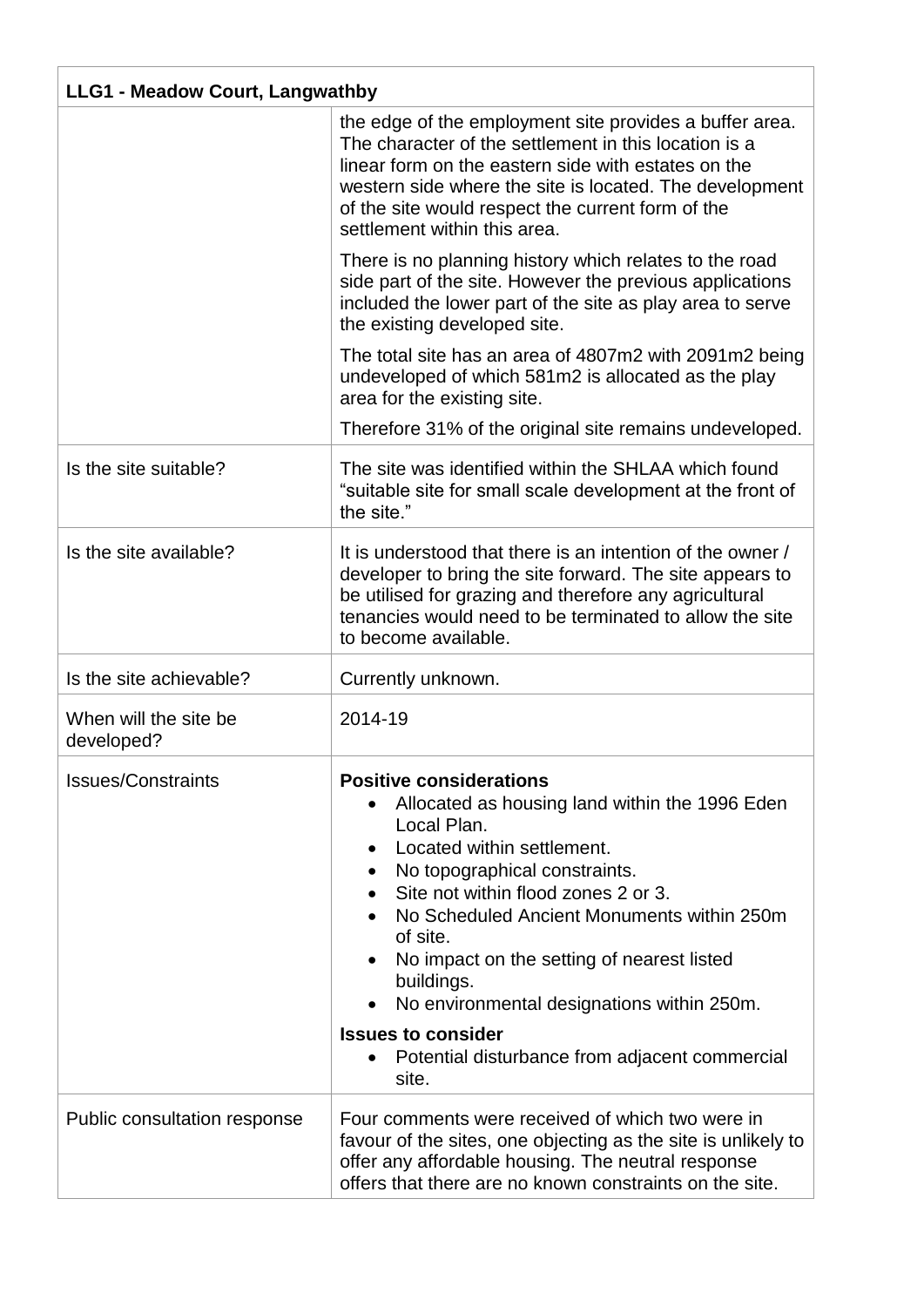| LLG1 - Meadow Court, Langwathby | |
|---|---|
| | the edge of the employment site provides a buffer area. The character of the settlement in this location is a linear form on the eastern side with estates on the western side where the site is located. The development of the site would respect the current form of the settlement within this area.<br><br>There is no planning history which relates to the road side part of the site. However the previous applications included the lower part of the site as play area to serve the existing developed site.<br><br>The total site has an area of 4807m2 with 2091m2 being undeveloped of which 581m2 is allocated as the play area for the existing site.<br><br>Therefore 31% of the original site remains undeveloped. |
| Is the site suitable? | The site was identified within the SHLAA which found "suitable site for small scale development at the front of the site." |
| Is the site available? | It is understood that there is an intention of the owner / developer to bring the site forward. The site appears to be utilised for grazing and therefore any agricultural tenancies would need to be terminated to allow the site to become available. |
| Is the site achievable? | Currently unknown. |
| When will the site be developed? | 2014-19 |
| Issues/Constraints | **Positive considerations**<br>• Allocated as housing land within the 1996 Eden Local Plan.<br>• Located within settlement.<br>• No topographical constraints.<br>• Site not within flood zones 2 or 3.<br>• No Scheduled Ancient Monuments within 250m of site.<br>• No impact on the setting of nearest listed buildings.<br>• No environmental designations within 250m.<br><br>**Issues to consider**<br>• Potential disturbance from adjacent commercial site. |
| Public consultation response | Four comments were received of which two were in favour of the sites, one objecting as the site is unlikely to offer any affordable housing. The neutral response offers that there are no known constraints on the site. |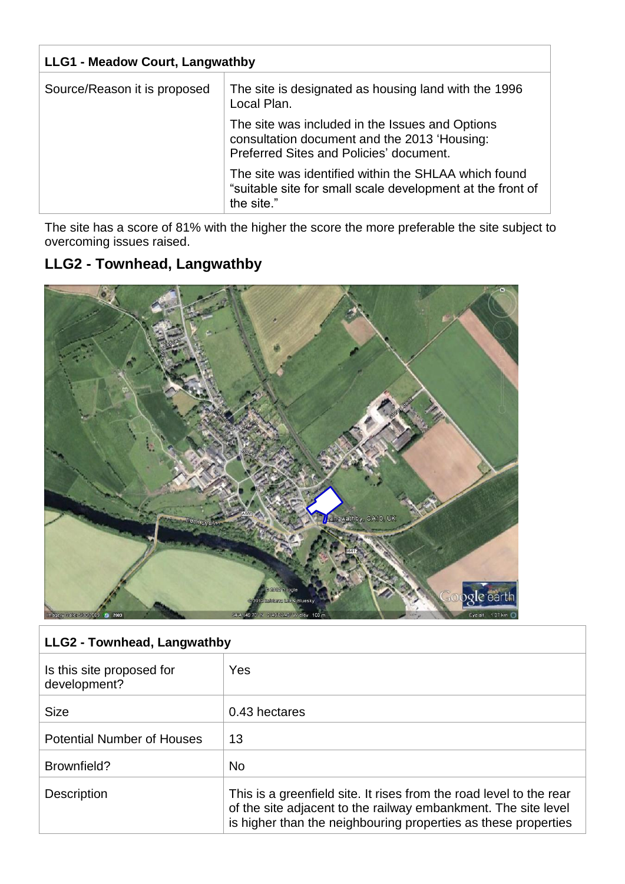| LLG1 - Meadow Court, Langwathby | |
|---|---|
| Source/Reason it is proposed | The site is designated as housing land with the 1996 Local Plan. The site was included in the Issues and Options consultation document and the 2013 'Housing: Preferred Sites and Policies' document. The site was identified within the SHLAA which found "suitable site for small scale development at the front of the site." |

The site has a score of 81% with the higher the score the more preferable the site subject to overcoming issues raised.

## LLG2 - Townhead, Langwathby

| LLG2 - Townhead, Langwathby | |
|---|---|
| Is this site proposed for development? | Yes |
| Size | 0.43 hectares |
| Potential Number of Houses | 13 |
| Brownfield? | No |
| Description | This is a greenfield site. It rises from the road level to the rear of the site adjacent to the railway embankment. The site level is higher than the neighbouring properties as these properties |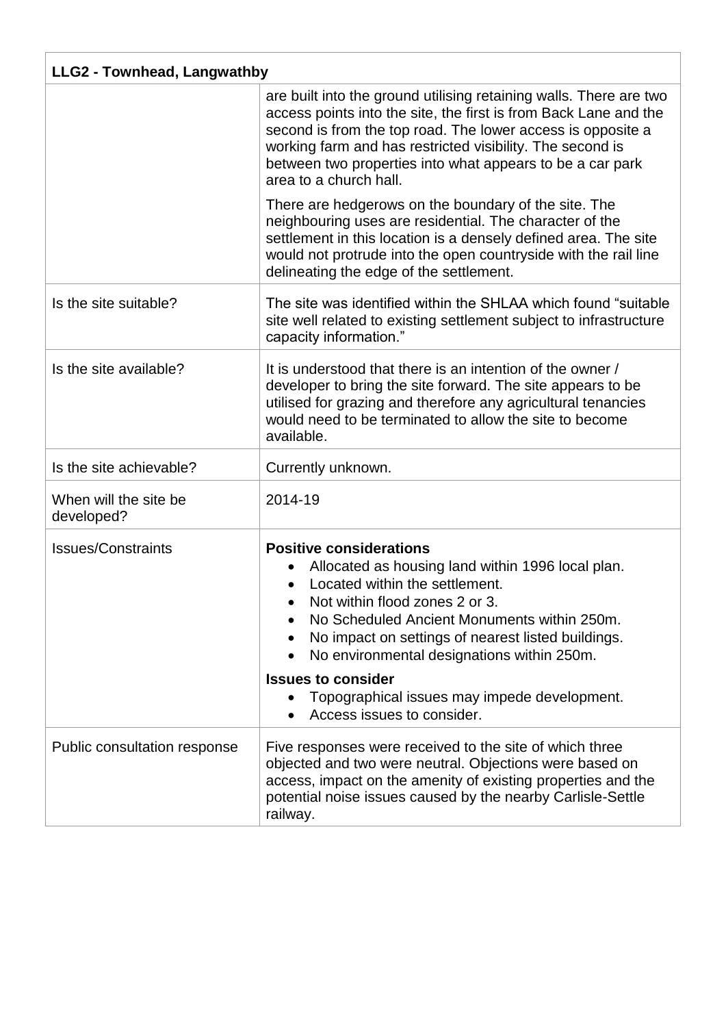| LLG2 - Townhead, Langwathby | |
|---|---|
| | are built into the ground utilising retaining walls. There are two access points into the site, the first is from Back Lane and the second is from the top road. The lower access is opposite a working farm and has restricted visibility. The second is between two properties into what appears to be a car park area to a church hall.<br><br>There are hedgerows on the boundary of the site. The neighbouring uses are residential. The character of the settlement in this location is a densely defined area. The site would not protrude into the open countryside with the rail line delineating the edge of the settlement. |
| Is the site suitable? | The site was identified within the SHLAA which found "suitable site well related to existing settlement subject to infrastructure capacity information." |
| Is the site available? | It is understood that there is an intention of the owner / developer to bring the site forward. The site appears to be utilised for grazing and therefore any agricultural tenancies would need to be terminated to allow the site to become available. |
| Is the site achievable? | Currently unknown. |
| When will the site be developed? | 2014-19 |
| Issues/Constraints | **Positive considerations**<br>• Allocated as housing land within 1996 local plan.<br>• Located within the settlement.<br>• Not within flood zones 2 or 3.<br>• No Scheduled Ancient Monuments within 250m.<br>• No impact on settings of nearest listed buildings.<br>• No environmental designations within 250m.<br><br>**Issues to consider**<br>• Topographical issues may impede development.<br>• Access issues to consider. |
| Public consultation response | Five responses were received to the site of which three objected and two were neutral. Objections were based on access, impact on the amenity of existing properties and the potential noise issues caused by the nearby Carlisle-Settle railway. |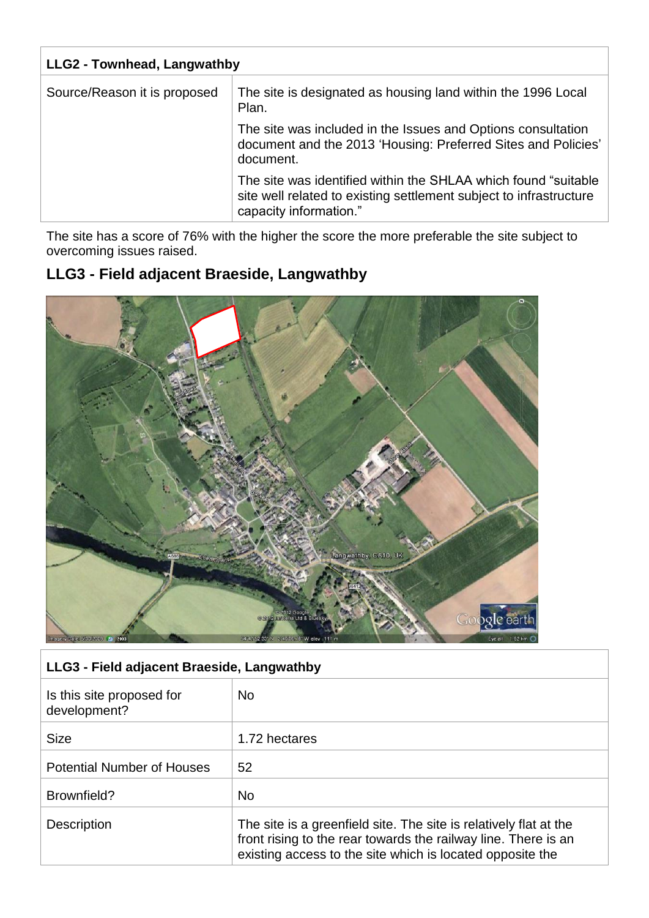| LLG2 - Townhead, Langwathby | |
|---|---|
| Source/Reason it is proposed | The site is designated as housing land within the 1996 Local Plan.<br><br>The site was included in the Issues and Options consultation document and the 2013 'Housing: Preferred Sites and Policies' document.<br><br>The site was identified within the SHLAA which found "suitable site well related to existing settlement subject to infrastructure capacity information." |

The site has a score of 76% with the higher the score the more preferable the site subject to overcoming issues raised.

## LLG3 - Field adjacent Braeside, Langwathby

| LLG3 - Field adjacent Braeside, Langwathby | |
|---|---|
| Is this site proposed for development? | No |
| Size | 1.72 hectares |
| Potential Number of Houses | 52 |
| Brownfield? | No |
| Description | The site is a greenfield site. The site is relatively flat at the front rising to the rear towards the railway line. There is an existing access to the site which is located opposite the |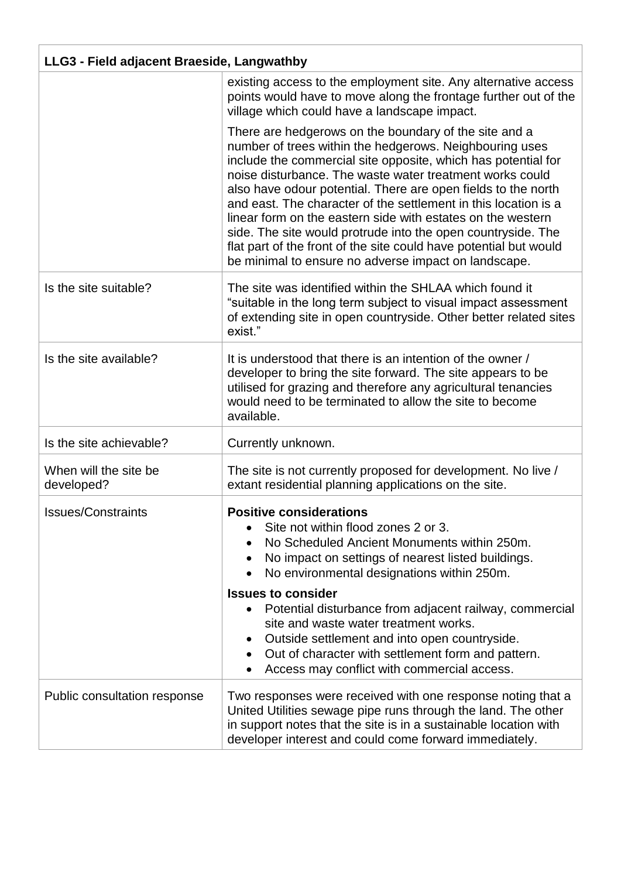| LLG3 - Field adjacent Braeside, Langwathby | |
|---|---|
| | existing access to the employment site. Any alternative access points would have to move along the frontage further out of the village which could have a landscape impact.<br><br>There are hedgerows on the boundary of the site and a number of trees within the hedgerows. Neighbouring uses include the commercial site opposite, which has potential for noise disturbance. The waste water treatment works could also have odour potential. There are open fields to the north and east. The character of the settlement in this location is a linear form on the eastern side with estates on the western side. The site would protrude into the open countryside. The flat part of the front of the site could have potential but would be minimal to ensure no adverse impact on landscape. |
| Is the site suitable? | The site was identified within the SHLAA which found it "suitable in the long term subject to visual impact assessment of extending site in open countryside. Other better related sites exist." |
| Is the site available? | It is understood that there is an intention of the owner / developer to bring the site forward. The site appears to be utilised for grazing and therefore any agricultural tenancies would need to be terminated to allow the site to become available. |
| Is the site achievable? | Currently unknown. |
| When will the site be developed? | The site is not currently proposed for development. No live / extant residential planning applications on the site. |
| Issues/Constraints | **Positive considerations**<br>• Site not within flood zones 2 or 3.<br>• No Scheduled Ancient Monuments within 250m.<br>• No impact on settings of nearest listed buildings.<br>• No environmental designations within 250m.<br><br>**Issues to consider**<br>• Potential disturbance from adjacent railway, commercial site and waste water treatment works.<br>• Outside settlement and into open countryside.<br>• Out of character with settlement form and pattern.<br>• Access may conflict with commercial access. |
| Public consultation response | Two responses were received with one response noting that a United Utilities sewage pipe runs through the land. The other in support notes that the site is in a sustainable location with developer interest and could come forward immediately. |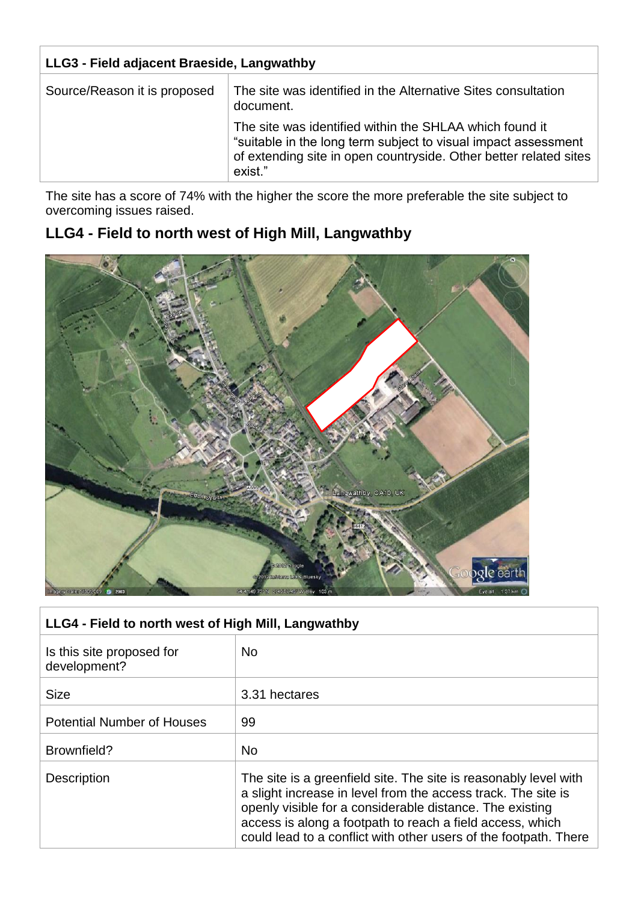| LLG3 - Field adjacent Braeside, Langwathby | |
|---|---|
| Source/Reason it is proposed | The site was identified in the Alternative Sites consultation document.<br><br>The site was identified within the SHLAA which found it "suitable in the long term subject to visual impact assessment of extending site in open countryside. Other better related sites exist." |

The site has a score of 74% with the higher the score the more preferable the site subject to overcoming issues raised.

## LLG4 - Field to north west of High Mill, Langwathby

| LLG4 - Field to north west of High Mill, Langwathby | |
|---|---|
| Is this site proposed for development? | No |
| Size | 3.31 hectares |
| Potential Number of Houses | 99 |
| Brownfield? | No |
| Description | The site is a greenfield site. The site is reasonably level with a slight increase in level from the access track. The site is openly visible for a considerable distance. The existing access is along a footpath to reach a field access, which could lead to a conflict with other users of the footpath. There |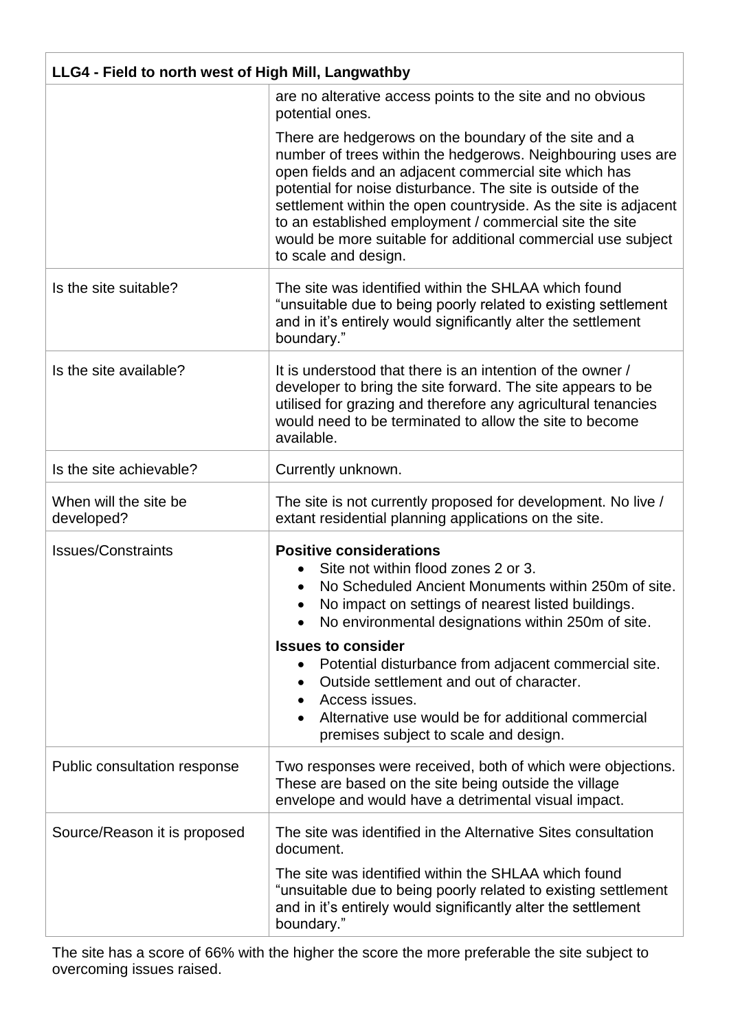| LLG4 - Field to north west of High Mill, Langwathby | |
|---|---|
| | are no alterative access points to the site and no obvious potential ones.<br><br>There are hedgerows on the boundary of the site and a number of trees within the hedgerows. Neighbouring uses are open fields and an adjacent commercial site which has potential for noise disturbance. The site is outside of the settlement within the open countryside. As the site is adjacent to an established employment / commercial site the site would be more suitable for additional commercial use subject to scale and design. |
| Is the site suitable? | The site was identified within the SHLAA which found "unsuitable due to being poorly related to existing settlement and in it's entirely would significantly alter the settlement boundary." |
| Is the site available? | It is understood that there is an intention of the owner / developer to bring the site forward. The site appears to be utilised for grazing and therefore any agricultural tenancies would need to be terminated to allow the site to become available. |
| Is the site achievable? | Currently unknown. |
| When will the site be developed? | The site is not currently proposed for development. No live / extant residential planning applications on the site. |
| Issues/Constraints | **Positive considerations**<br>• Site not within flood zones 2 or 3.<br>• No Scheduled Ancient Monuments within 250m of site.<br>• No impact on settings of nearest listed buildings.<br>• No environmental designations within 250m of site.<br><br>**Issues to consider**<br>• Potential disturbance from adjacent commercial site.<br>• Outside settlement and out of character.<br>• Access issues.<br>• Alternative use would be for additional commercial premises subject to scale and design. |
| Public consultation response | Two responses were received, both of which were objections. These are based on the site being outside the village envelope and would have a detrimental visual impact. |
| Source/Reason it is proposed | The site was identified in the Alternative Sites consultation document.<br><br>The site was identified within the SHLAA which found "unsuitable due to being poorly related to existing settlement and in it's entirely would significantly alter the settlement boundary." |

The site has a score of 66% with the higher the score the more preferable the site subject to overcoming issues raised.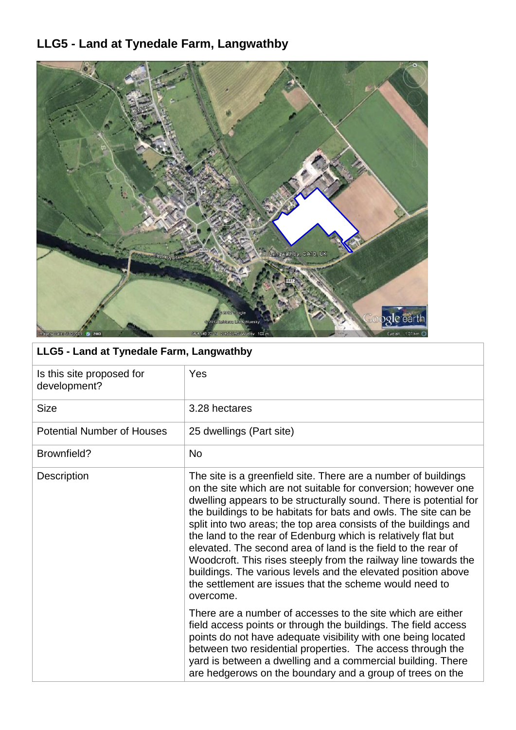# LLG5 - Land at Tynedale Farm, Langwathby

| LLG5 - Land at Tynedale Farm, Langwathby | |
|---|---|
| Is this site proposed for development? | Yes |
| Size | 3.28 hectares |
| Potential Number of Houses | 25 dwellings (Part site) |
| Brownfield? | No |
| Description | The site is a greenfield site. There are a number of buildings on the site which are not suitable for conversion; however one dwelling appears to be structurally sound. There is potential for the buildings to be habitats for bats and owls. The site can be split into two areas; the top area consists of the buildings and the land to the rear of Edenburg which is relatively flat but elevated. The second area of land is the field to the rear of Woodcroft. This rises steeply from the railway line towards the buildings. The various levels and the elevated position above the settlement are issues that the scheme would need to overcome.<br><br>There are a number of accesses to the site which are either field access points or through the buildings. The field access points do not have adequate visibility with one being located between two residential properties. The access through the yard is between a dwelling and a commercial building. There are hedgerows on the boundary and a group of trees on the |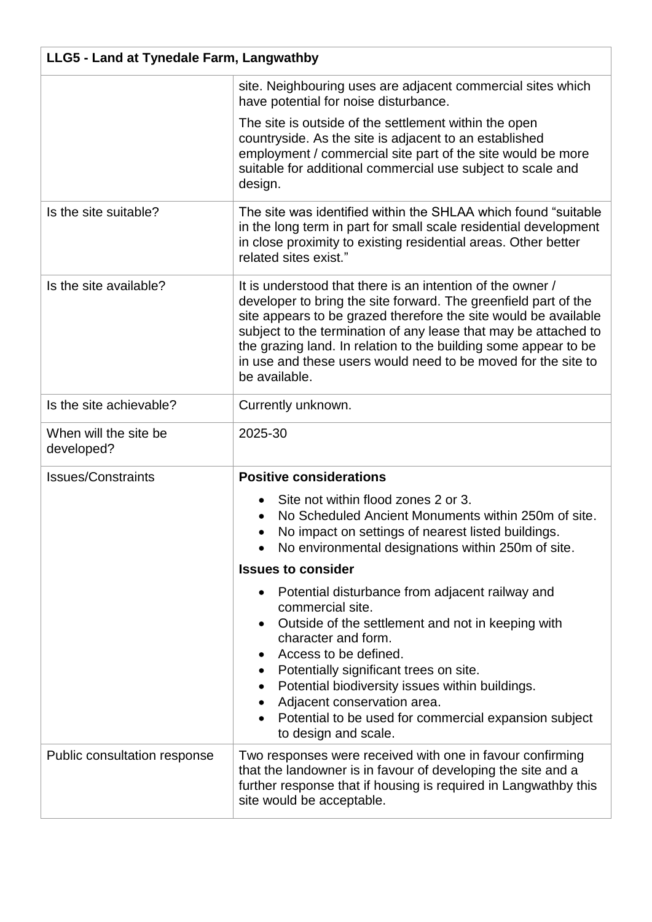| LLG5 - Land at Tynedale Farm, Langwathby | |
|---|---|
| | site. Neighbouring uses are adjacent commercial sites which have potential for noise disturbance.<br><br>The site is outside of the settlement within the open countryside. As the site is adjacent to an established employment / commercial site part of the site would be more suitable for additional commercial use subject to scale and design. |
| Is the site suitable? | The site was identified within the SHLAA which found "suitable in the long term in part for small scale residential development in close proximity to existing residential areas. Other better related sites exist." |
| Is the site available? | It is understood that there is an intention of the owner / developer to bring the site forward. The greenfield part of the site appears to be grazed therefore the site would be available subject to the termination of any lease that may be attached to the grazing land. In relation to the building some appear to be in use and these users would need to be moved for the site to be available. |
| Is the site achievable? | Currently unknown. |
| When will the site be developed? | 2025-30 |
| Issues/Constraints | **Positive considerations**<br>• Site not within flood zones 2 or 3.<br>• No Scheduled Ancient Monuments within 250m of site.<br>• No impact on settings of nearest listed buildings.<br>• No environmental designations within 250m of site.<br><br>**Issues to consider**<br>• Potential disturbance from adjacent railway and commercial site.<br>• Outside of the settlement and not in keeping with character and form.<br>• Access to be defined.<br>• Potentially significant trees on site.<br>• Potential biodiversity issues within buildings.<br>• Adjacent conservation area.<br>• Potential to be used for commercial expansion subject to design and scale. |
| Public consultation response | Two responses were received with one in favour confirming that the landowner is in favour of developing the site and a further response that if housing is required in Langwathby this site would be acceptable. |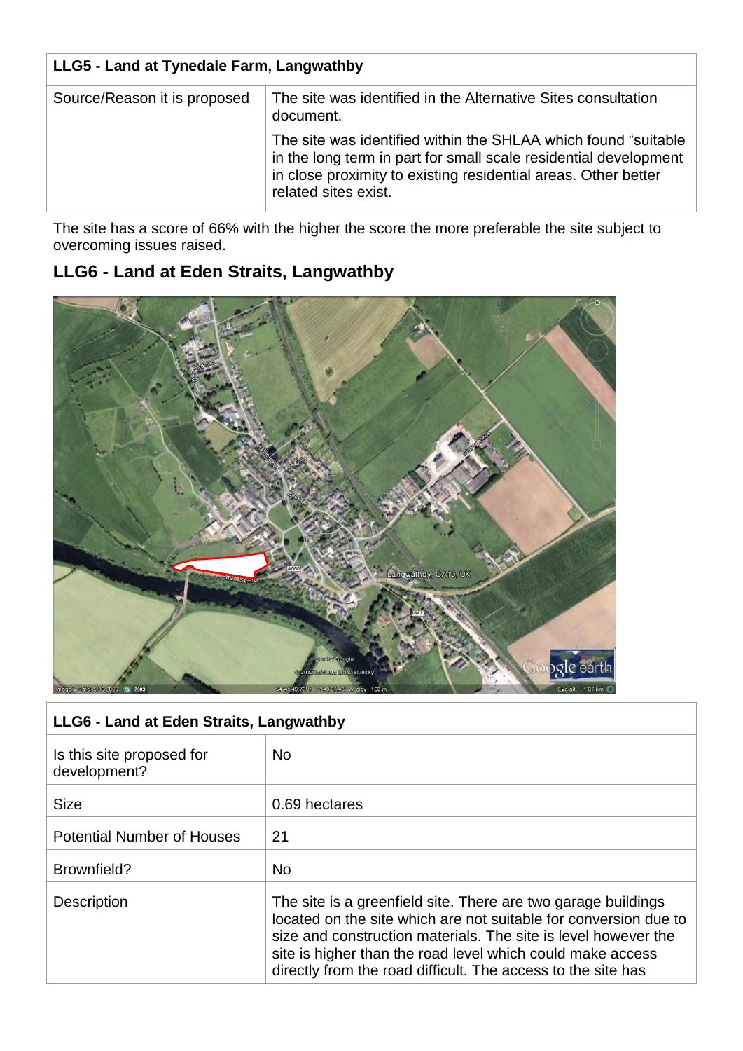| LLG5 - Land at Tynedale Farm, Langwathby | |
|---|---|
| Source/Reason it is proposed | The site was identified in the Alternative Sites consultation document.<br><br>The site was identified within the SHLAA which found “suitable in the long term in part for small scale residential development in close proximity to existing residential areas. Other better related sites exist. |

The site has a score of 66% with the higher the score the more preferable the site subject to overcoming issues raised.

## LLG6 - Land at Eden Straits, Langwathby

| LLG6 - Land at Eden Straits, Langwathby | |
|---|---|
| Is this site proposed for development? | No |
| Size | 0.69 hectares |
| Potential Number of Houses | 21 |
| Brownfield? | No |
| Description | The site is a greenfield site. There are two garage buildings located on the site which are not suitable for conversion due to size and construction materials. The site is level however the site is higher than the road level which could make access directly from the road difficult. The access to the site has |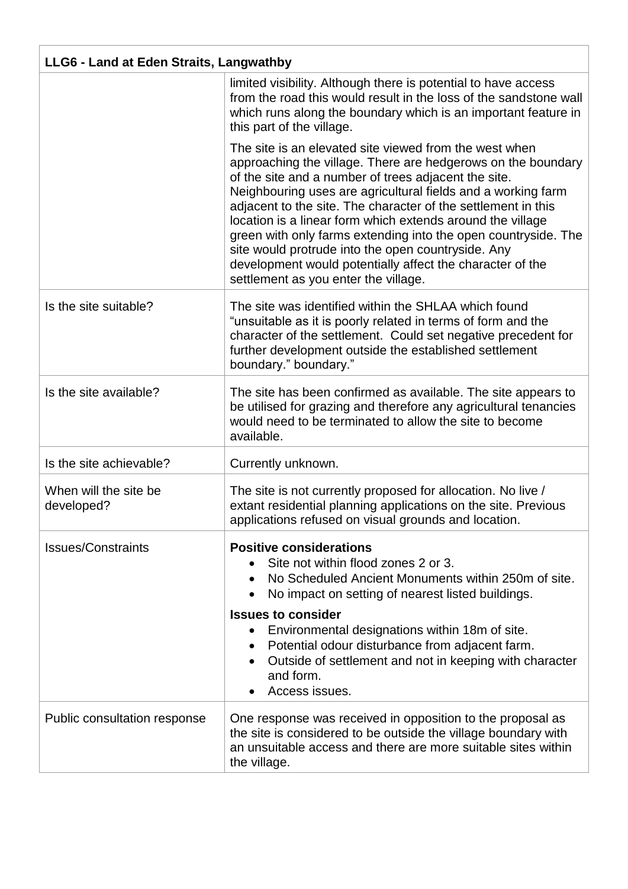| LLG6 - Land at Eden Straits, Langwathby | |
|---|---|
| | limited visibility. Although there is potential to have access from the road this would result in the loss of the sandstone wall which runs along the boundary which is an important feature in this part of the village.<br><br>The site is an elevated site viewed from the west when approaching the village. There are hedgerows on the boundary of the site and a number of trees adjacent the site. Neighbouring uses are agricultural fields and a working farm adjacent to the site. The character of the settlement in this location is a linear form which extends around the village green with only farms extending into the open countryside. The site would protrude into the open countryside. Any development would potentially affect the character of the settlement as you enter the village. |
| Is the site suitable? | The site was identified within the SHLAA which found "unsuitable as it is poorly related in terms of form and the character of the settlement. Could set negative precedent for further development outside the established settlement boundary." boundary." |
| Is the site available? | The site has been confirmed as available. The site appears to be utilised for grazing and therefore any agricultural tenancies would need to be terminated to allow the site to become available. |
| Is the site achievable? | Currently unknown. |
| When will the site be developed? | The site is not currently proposed for allocation. No live / extant residential planning applications on the site. Previous applications refused on visual grounds and location. |
| Issues/Constraints | **Positive considerations**<br>• Site not within flood zones 2 or 3.<br>• No Scheduled Ancient Monuments within 250m of site.<br>• No impact on setting of nearest listed buildings.<br><br>**Issues to consider**<br>• Environmental designations within 18m of site.<br>• Potential odour disturbance from adjacent farm.<br>• Outside of settlement and not in keeping with character and form.<br>• Access issues. |
| Public consultation response | One response was received in opposition to the proposal as the site is considered to be outside the village boundary with an unsuitable access and there are more suitable sites within the village. |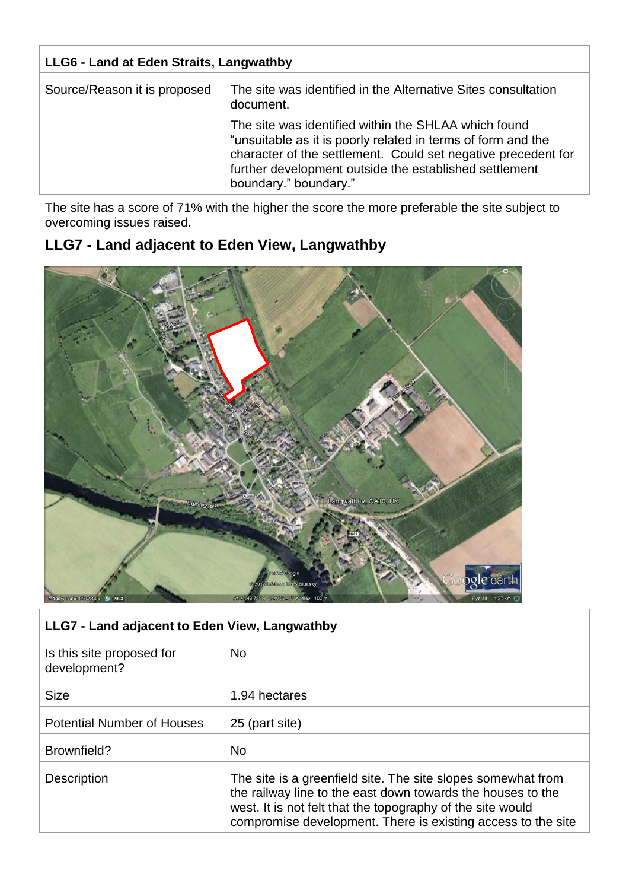| LLG6 - Land at Eden Straits, Langwathby | |
| --- | --- |
| Source/Reason it is proposed | The site was identified in the Alternative Sites consultation document.<br><br>The site was identified within the SHLAA which found "unsuitable as it is poorly related in terms of form and the character of the settlement. Could set negative precedent for further development outside the established settlement boundary." boundary." |

The site has a score of 71% with the higher the score the more preferable the site subject to overcoming issues raised.

## LLG7 - Land adjacent to Eden View, Langwathby

| LLG7 - Land adjacent to Eden View, Langwathby | |
| --- | --- |
| Is this site proposed for development? | No |
| Size | 1.94 hectares |
| Potential Number of Houses | 25 (part site) |
| Brownfield? | No |
| Description | The site is a greenfield site. The site slopes somewhat from the railway line to the east down towards the houses to the west. It is not felt that the topography of the site would compromise development. There is existing access to the site |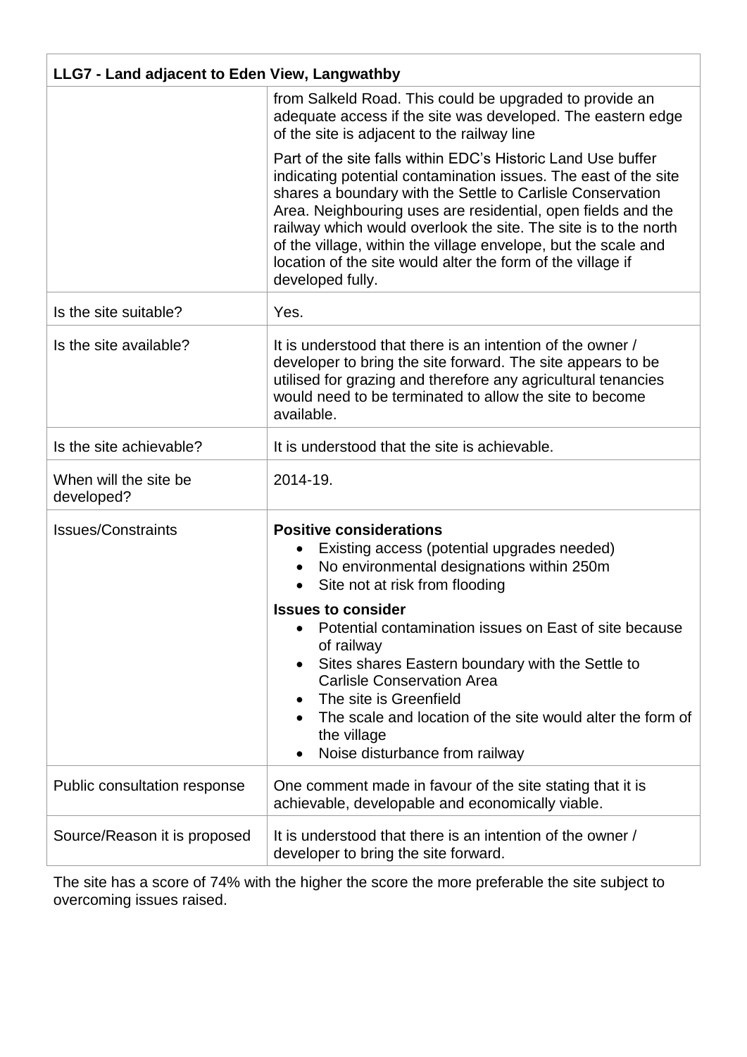| LLG7 - Land adjacent to Eden View, Langwathby | |
|---|---|
| | from Salkeld Road. This could be upgraded to provide an adequate access if the site was developed. The eastern edge of the site is adjacent to the railway line<br><br>Part of the site falls within EDC's Historic Land Use buffer indicating potential contamination issues. The east of the site shares a boundary with the Settle to Carlisle Conservation Area. Neighbouring uses are residential, open fields and the railway which would overlook the site. The site is to the north of the village, within the village envelope, but the scale and location of the site would alter the form of the village if developed fully. |
| Is the site suitable? | Yes. |
| Is the site available? | It is understood that there is an intention of the owner / developer to bring the site forward. The site appears to be utilised for grazing and therefore any agricultural tenancies would need to be terminated to allow the site to become available. |
| Is the site achievable? | It is understood that the site is achievable. |
| When will the site be developed? | 2014-19. |
| Issues/Constraints | **Positive considerations**<br>• Existing access (potential upgrades needed)<br>• No environmental designations within 250m<br>• Site not at risk from flooding<br><br>**Issues to consider**<br>• Potential contamination issues on East of site because of railway<br>• Sites shares Eastern boundary with the Settle to Carlisle Conservation Area<br>• The site is Greenfield<br>• The scale and location of the site would alter the form of the village<br>• Noise disturbance from railway |
| Public consultation response | One comment made in favour of the site stating that it is achievable, developable and economically viable. |
| Source/Reason it is proposed | It is understood that there is an intention of the owner / developer to bring the site forward. |

The site has a score of 74% with the higher the score the more preferable the site subject to overcoming issues raised.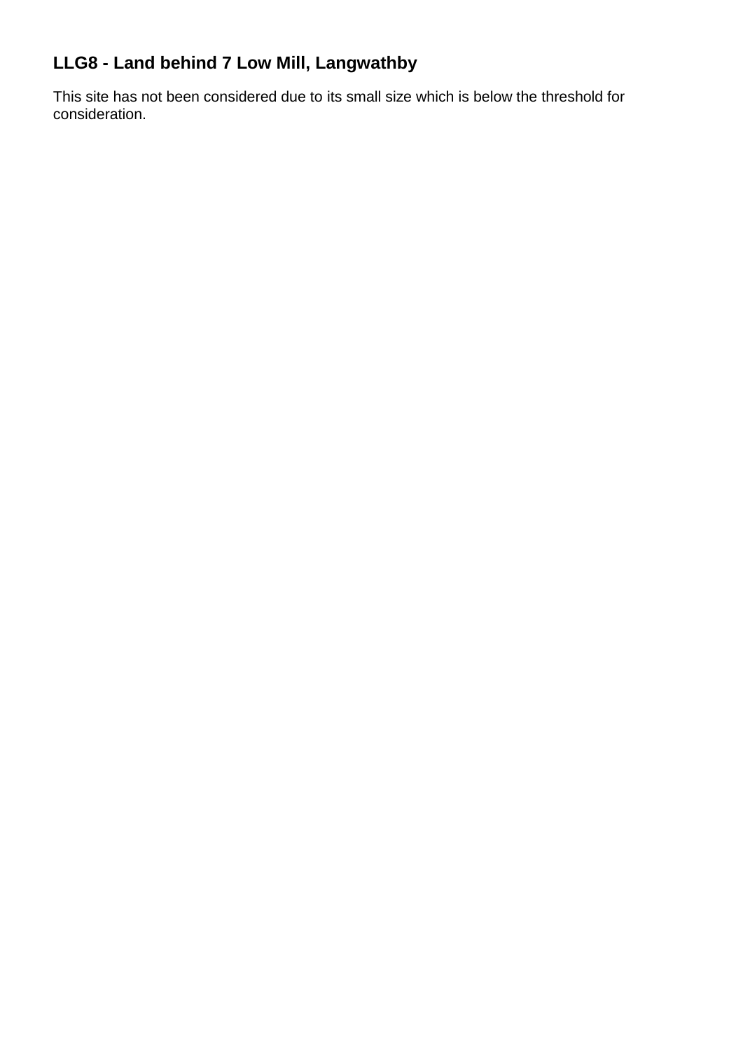### LLG8 - Land behind 7 Low Mill, Langwathby

This site has not been considered due to its small size which is below the threshold for consideration.